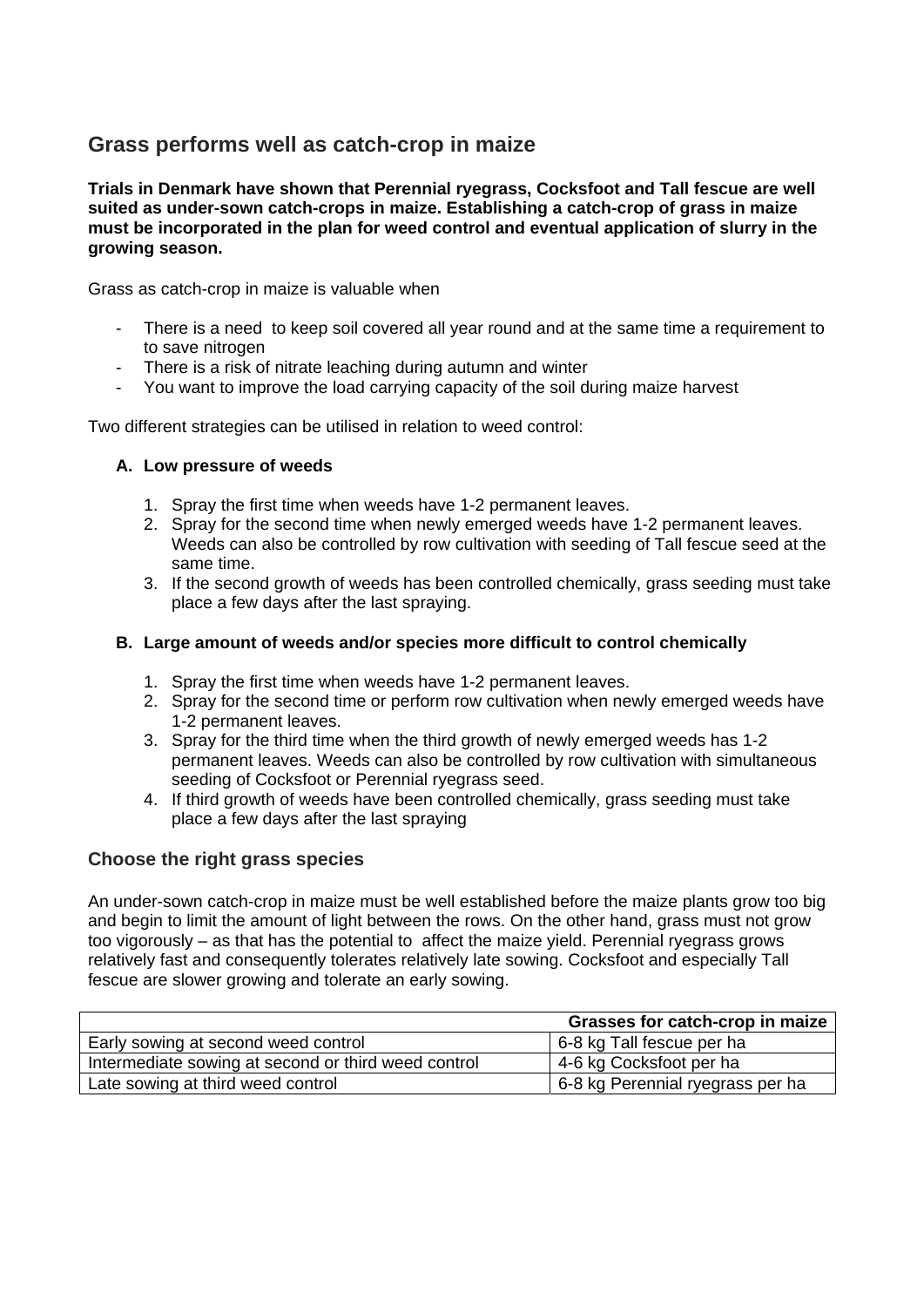## Grass performs well as catch-crop in maize

**Trials in Denmark have shown that Perennial ryegrass, Cocksfoot and Tall fescue are well suited as under-sown catch-crops in maize. Establishing a catch-crop of grass in maize must be incorporated in the plan for weed control and eventual application of slurry in the growing season.**

Grass as catch-crop in maize is valuable when

- There is a need to keep soil covered all year round and at the same time a requirement to to save nitrogen
- There is a risk of nitrate leaching during autumn and winter
- You want to improve the load carrying capacity of the soil during maize harvest

Two different strategies can be utilised in relation to weed control:

### A. Low pressure of weeds

1. Spray the first time when weeds have 1-2 permanent leaves.
2. Spray for the second time when newly emerged weeds have 1-2 permanent leaves. Weeds can also be controlled by row cultivation with seeding of Tall fescue seed at the same time.
3. If the second growth of weeds has been controlled chemically, grass seeding must take place a few days after the last spraying.

### B. Large amount of weeds and/or species more difficult to control chemically

1. Spray the first time when weeds have 1-2 permanent leaves.
2. Spray for the second time or perform row cultivation when newly emerged weeds have 1-2 permanent leaves.
3. Spray for the third time when the third growth of newly emerged weeds has 1-2 permanent leaves. Weeds can also be controlled by row cultivation with simultaneous seeding of Cocksfoot or Perennial ryegrass seed.
4. If third growth of weeds have been controlled chemically, grass seeding must take place a few days after the last spraying

### Choose the right grass species

An under-sown catch-crop in maize must be well established before the maize plants grow too big and begin to limit the amount of light between the rows. On the other hand, grass must not grow too vigorously – as that has the potential to affect the maize yield. Perennial ryegrass grows relatively fast and consequently tolerates relatively late sowing. Cocksfoot and especially Tall fescue are slower growing and tolerate an early sowing.

| | Grasses for catch-crop in maize |
|---|---|
| Early sowing at second weed control | 6-8 kg Tall fescue per ha |
| Intermediate sowing at second or third weed control | 4-6 kg Cocksfoot per ha |
| Late sowing at third weed control | 6-8 kg Perennial ryegrass per ha |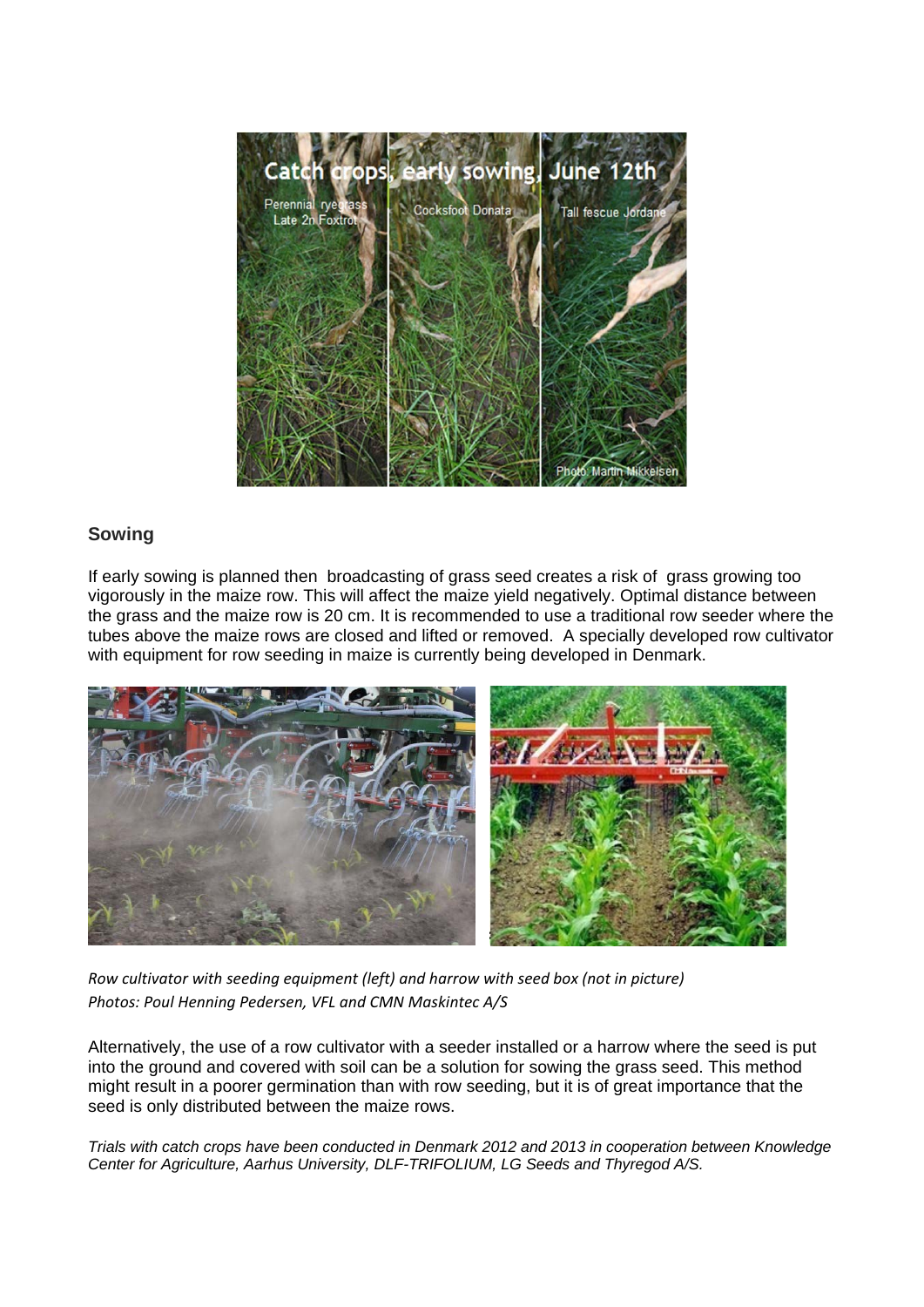Catch crops, early sowing, June 12th

Perennial ryegrass Late 2n Foxtrot

Cocksfoot Donata

Tall fescue Jordane

Photo: Martin Mikkelsen

## Sowing

If early sowing is planned then broadcasting of grass seed creates a risk of grass growing too vigorously in the maize row. This will affect the maize yield negatively. Optimal distance between the grass and the maize row is 20 cm. It is recommended to use a traditional row seeder where the tubes above the maize rows are closed and lifted or removed. A specially developed row cultivator with equipment for row seeding in maize is currently being developed in Denmark.

*Row cultivator with seeding equipment (left) and harrow with seed box (not in picture)*
*Photos: Poul Henning Pedersen, VFL and CMN Maskintec A/S*

Alternatively, the use of a row cultivator with a seeder installed or a harrow where the seed is put into the ground and covered with soil can be a solution for sowing the grass seed. This method might result in a poorer germination than with row seeding, but it is of great importance that the seed is only distributed between the maize rows.

*Trials with catch crops have been conducted in Denmark 2012 and 2013 in cooperation between Knowledge Center for Agriculture, Aarhus University, DLF-TRIFOLIUM, LG Seeds and Thyregod A/S.*